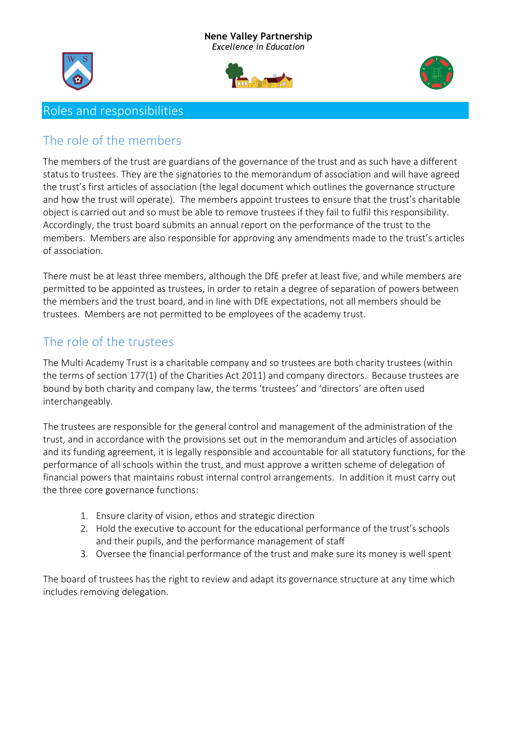Nene Valley Partnership
*Excellence in Education*

# Roles and responsibilities

## The role of the members

The members of the trust are guardians of the governance of the trust and as such have a different status to trustees. They are the signatories to the memorandum of association and will have agreed the trust's first articles of association (the legal document which outlines the governance structure and how the trust will operate). The members appoint trustees to ensure that the trust's charitable object is carried out and so must be able to remove trustees if they fail to fulfil this responsibility. Accordingly, the trust board submits an annual report on the performance of the trust to the members. Members are also responsible for approving any amendments made to the trust's articles of association.

There must be at least three members, although the DfE prefer at least five, and while members are permitted to be appointed as trustees, in order to retain a degree of separation of powers between the members and the trust board, and in line with DfE expectations, not all members should be trustees. Members are not permitted to be employees of the academy trust.

## The role of the trustees

The Multi Academy Trust is a charitable company and so trustees are both charity trustees (within the terms of section 177(1) of the Charities Act 2011) and company directors. Because trustees are bound by both charity and company law, the terms 'trustees' and 'directors' are often used interchangeably.

The trustees are responsible for the general control and management of the administration of the trust, and in accordance with the provisions set out in the memorandum and articles of association and its funding agreement, it is legally responsible and accountable for all statutory functions, for the performance of all schools within the trust, and must approve a written scheme of delegation of financial powers that maintains robust internal control arrangements. In addition it must carry out the three core governance functions:

1. Ensure clarity of vision, ethos and strategic direction
2. Hold the executive to account for the educational performance of the trust's schools and their pupils, and the performance management of staff
3. Oversee the financial performance of the trust and make sure its money is well spent

The board of trustees has the right to review and adapt its governance structure at any time which includes removing delegation.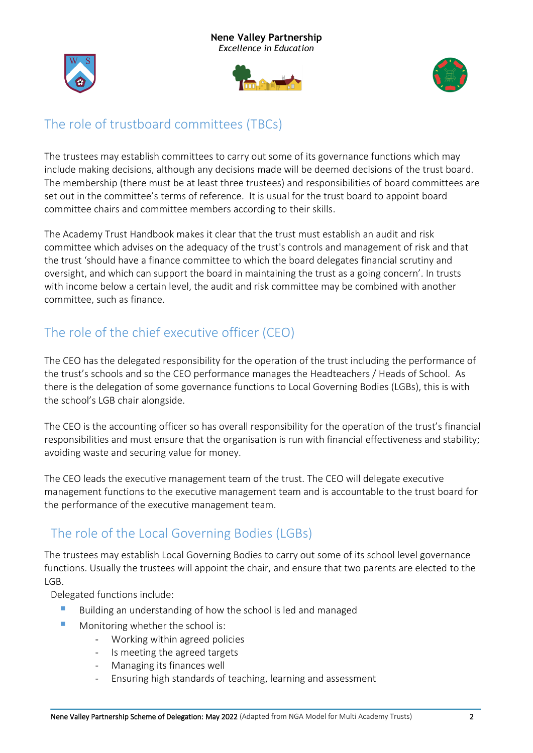## The role of trustboard committees (TBCs)

The trustees may establish committees to carry out some of its governance functions which may include making decisions, although any decisions made will be deemed decisions of the trust board. The membership (there must be at least three trustees) and responsibilities of board committees are set out in the committee's terms of reference. It is usual for the trust board to appoint board committee chairs and committee members according to their skills.

The Academy Trust Handbook makes it clear that the trust must establish an audit and risk committee which advises on the adequacy of the trust's controls and management of risk and that the trust 'should have a finance committee to which the board delegates financial scrutiny and oversight, and which can support the board in maintaining the trust as a going concern'. In trusts with income below a certain level, the audit and risk committee may be combined with another committee, such as finance.

## The role of the chief executive officer (CEO)

The CEO has the delegated responsibility for the operation of the trust including the performance of the trust's schools and so the CEO performance manages the Headteachers / Heads of School. As there is the delegation of some governance functions to Local Governing Bodies (LGBs), this is with the school's LGB chair alongside.

The CEO is the accounting officer so has overall responsibility for the operation of the trust's financial responsibilities and must ensure that the organisation is run with financial effectiveness and stability; avoiding waste and securing value for money.

The CEO leads the executive management team of the trust. The CEO will delegate executive management functions to the executive management team and is accountable to the trust board for the performance of the executive management team.

## The role of the Local Governing Bodies (LGBs)

The trustees may establish Local Governing Bodies to carry out some of its school level governance functions. Usually the trustees will appoint the chair, and ensure that two parents are elected to the LGB.

Delegated functions include:

- Building an understanding of how the school is led and managed
- Monitoring whether the school is:
  - Working within agreed policies
  - Is meeting the agreed targets
  - Managing its finances well
  - Ensuring high standards of teaching, learning and assessment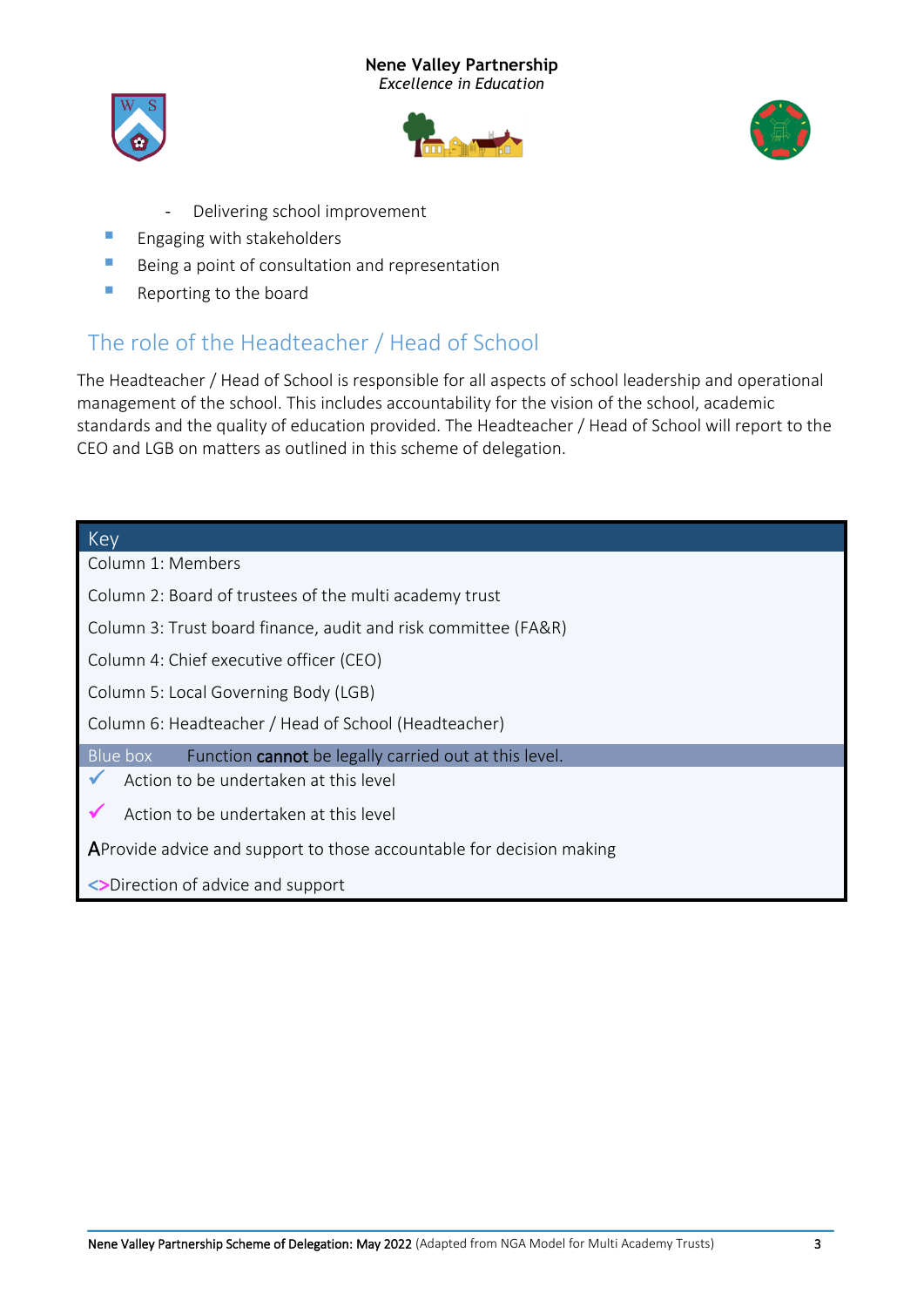- Delivering school improvement

- Engaging with stakeholders
- Being a point of consultation and representation
- Reporting to the board

## The role of the Headteacher / Head of School

The Headteacher / Head of School is responsible for all aspects of school leadership and operational management of the school. This includes accountability for the vision of the school, academic standards and the quality of education provided. The Headteacher / Head of School will report to the CEO and LGB on matters as outlined in this scheme of delegation.

| Key |
| --- |
| Column 1: Members |
| Column 2: Board of trustees of the multi academy trust |
| Column 3: Trust board finance, audit and risk committee (FA&R) |
| Column 4: Chief executive officer (CEO) |
| Column 5: Local Governing Body (LGB) |
| Column 6: Headteacher / Head of School (Headteacher) |
| Blue box Function **cannot** be legally carried out at this level. |
| ✓ Action to be undertaken at this level |
| ✓ Action to be undertaken at this level |
| A Provide advice and support to those accountable for decision making |
| <> Direction of advice and support |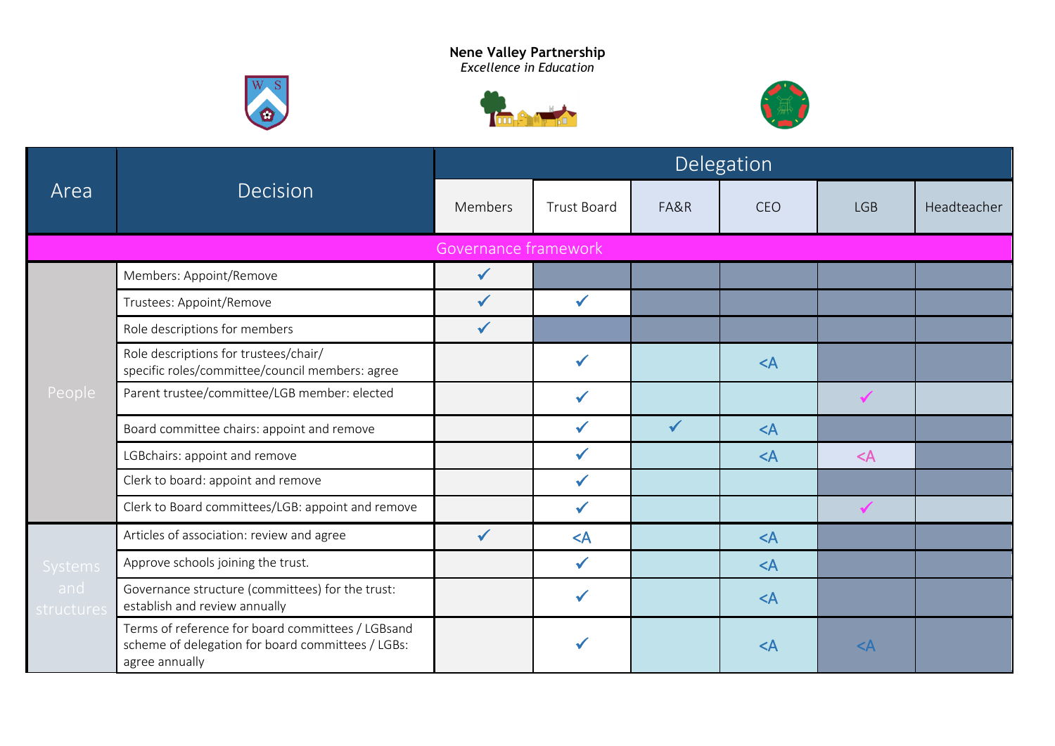**Nene Valley Partnership**
*Excellence in Education*

| Area | Decision | Delegation | | | | | |
|---|---|---|---|---|---|---|---|
| | | Members | Trust Board | FA&R | CEO | LGB | Headteacher |
| **Governance framework** | | | | | | | |
| People | Members: Appoint/Remove | ✓ | | | | | |
| | Trustees: Appoint/Remove | ✓ | ✓ | | | | |
| | Role descriptions for members | ✓ | | | | | |
| | Role descriptions for trustees/chair/ specific roles/committee/council members: agree | | ✓ | | <A | | |
| | Parent trustee/committee/LGB member: elected | | ✓ | | | ✓ | |
| | Board committee chairs: appoint and remove | | ✓ | ✓ | <A | | |
| | LGBchairs: appoint and remove | | ✓ | | <A | <A | |
| | Clerk to board: appoint and remove | | ✓ | | | | |
| | Clerk to Board committees/LGB: appoint and remove | | ✓ | | | ✓ | |
| Systems and structures | Articles of association: review and agree | ✓ | <A | | <A | | |
| | Approve schools joining the trust. | | ✓ | | <A | | |
| | Governance structure (committees) for the trust: establish and review annually | | ✓ | | <A | | |
| | Terms of reference for board committees / LGBsand scheme of delegation for board committees / LGBs: agree annually | | ✓ | | <A | <A | |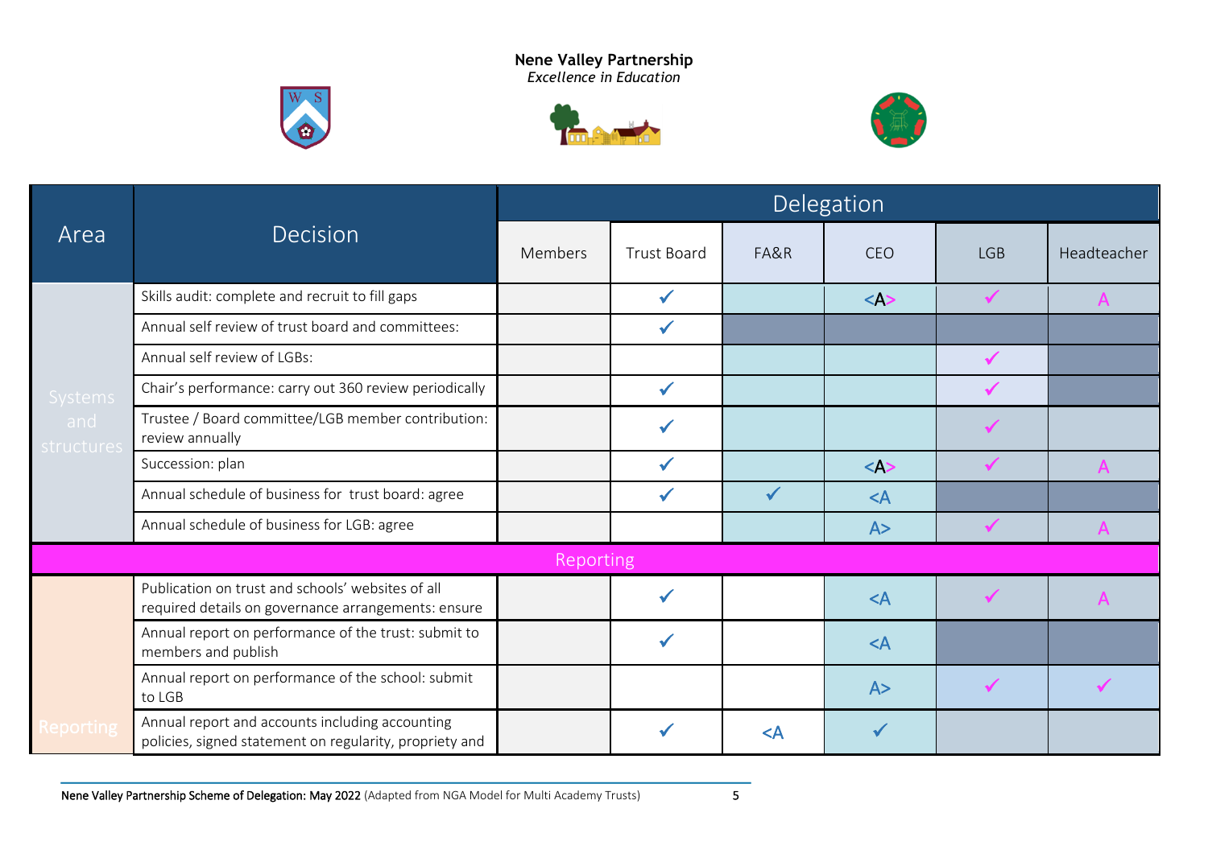**Nene Valley Partnership**
*Excellence in Education*

| Area | Decision | Delegation | | | | | |
|---|---|---|---|---|---|---|---|
| | | Members | Trust Board | FA&R | CEO | LGB | Headteacher |
| Systems and structures | Skills audit: complete and recruit to fill gaps | | ✓ | | <A> | ✓ | A |
| | Annual self review of trust board and committees: | | ✓ | | | | |
| | Annual self review of LGBs: | | | | | ✓ | |
| | Chair's performance: carry out 360 review periodically | | ✓ | | | ✓ | |
| | Trustee / Board committee/LGB member contribution: review annually | | ✓ | | | ✓ | |
| | Succession: plan | | ✓ | | <A> | ✓ | A |
| | Annual schedule of business for trust board: agree | | ✓ | ✓ | <A | | |
| | Annual schedule of business for LGB: agree | | | | A> | ✓ | A |
| **Reporting** | | | | | | | |
| Reporting | Publication on trust and schools' websites of all required details on governance arrangements: ensure | | ✓ | | <A | ✓ | A |
| | Annual report on performance of the trust: submit to members and publish | | ✓ | | <A | | |
| | Annual report on performance of the school: submit to LGB | | | | A> | ✓ | ✓ |
| | Annual report and accounts including accounting policies, signed statement on regularity, propriety and | | ✓ | <A | ✓ | | |

Nene Valley Partnership Scheme of Delegation: May 2022 (Adapted from NGA Model for Multi Academy Trusts)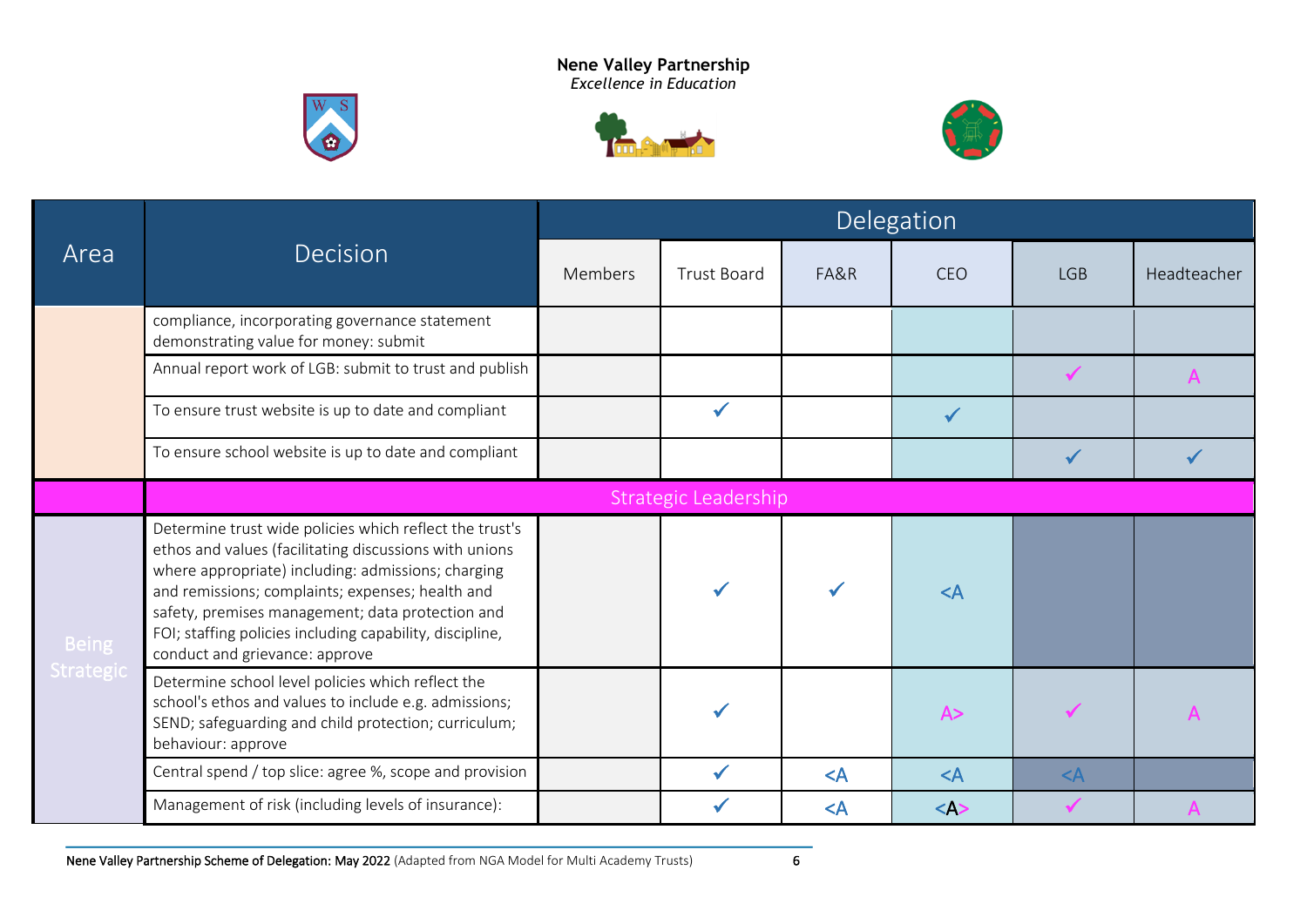**Nene Valley Partnership**
*Excellence in Education*

| Area | Decision | Delegation | | | | | |
|---|---|---|---|---|---|---|---|
| | | Members | Trust Board | FA&R | CEO | LGB | Headteacher |
| | compliance, incorporating governance statement demonstrating value for money: submit | | | | | | |
| | Annual report work of LGB: submit to trust and publish | | | | | ✓ | A |
| | To ensure trust website is up to date and compliant | | ✓ | | ✓ | | |
| | To ensure school website is up to date and compliant | | | | | ✓ | ✓ |
| | Strategic Leadership | | | | | | |
| Being Strategic | Determine trust wide policies which reflect the trust's ethos and values (facilitating discussions with unions where appropriate) including: admissions; charging and remissions; complaints; expenses; health and safety, premises management; data protection and FOI; staffing policies including capability, discipline, conduct and grievance: approve | | ✓ | ✓ | <A | | |
| | Determine school level policies which reflect the school's ethos and values to include e.g. admissions; SEND; safeguarding and child protection; curriculum; behaviour: approve | | ✓ | | A> | ✓ | A |
| | Central spend / top slice: agree %, scope and provision | | ✓ | <A | <A | <A | |
| | Management of risk (including levels of insurance): | | ✓ | <A | <A> | ✓ | A |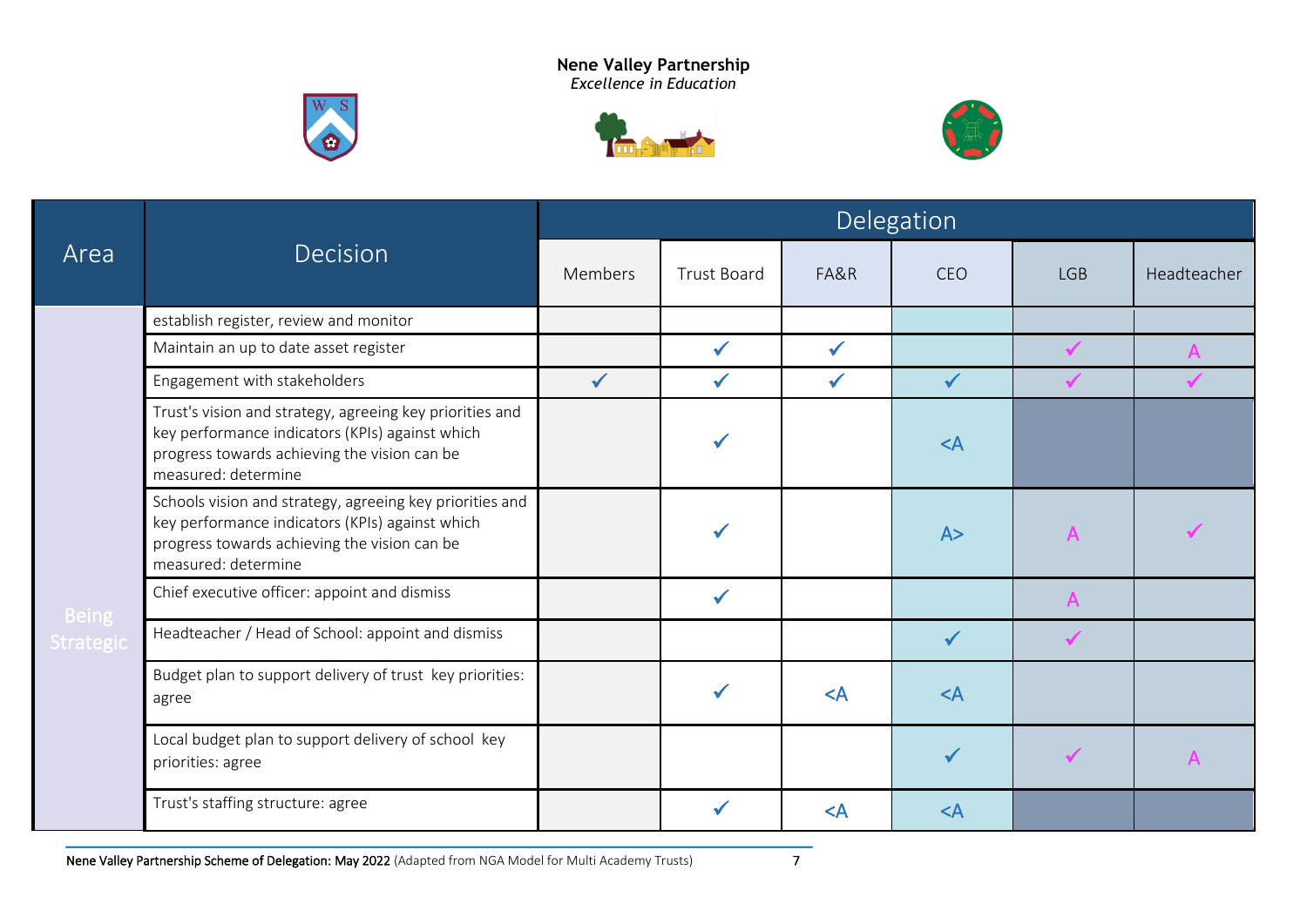**Nene Valley Partnership**
*Excellence in Education*

| Area | Decision | Delegation | | | | | |
|---|---|---|---|---|---|---|---|
| | | Members | Trust Board | FA&R | CEO | LGB | Headteacher |
| Being Strategic | establish register, review and monitor | | | | | | |
| | Maintain an up to date asset register | | ✓ | ✓ | | ✓ | A |
| | Engagement with stakeholders | ✓ | ✓ | ✓ | ✓ | ✓ | ✓ |
| | Trust's vision and strategy, agreeing key priorities and key performance indicators (KPIs) against which progress towards achieving the vision can be measured: determine | | ✓ | | <A | | |
| | Schools vision and strategy, agreeing key priorities and key performance indicators (KPIs) against which progress towards achieving the vision can be measured: determine | | ✓ | | A> | A | ✓ |
| | Chief executive officer: appoint and dismiss | | ✓ | | | A | |
| | Headteacher / Head of School: appoint and dismiss | | | | ✓ | ✓ | |
| | Budget plan to support delivery of trust key priorities: agree | | ✓ | <A | <A | | |
| | Local budget plan to support delivery of school key priorities: agree | | | | ✓ | ✓ | A |
| | Trust's staffing structure: agree | | ✓ | <A | <A | | |

Nene Valley Partnership Scheme of Delegation: May 2022 (Adapted from NGA Model for Multi Academy Trusts)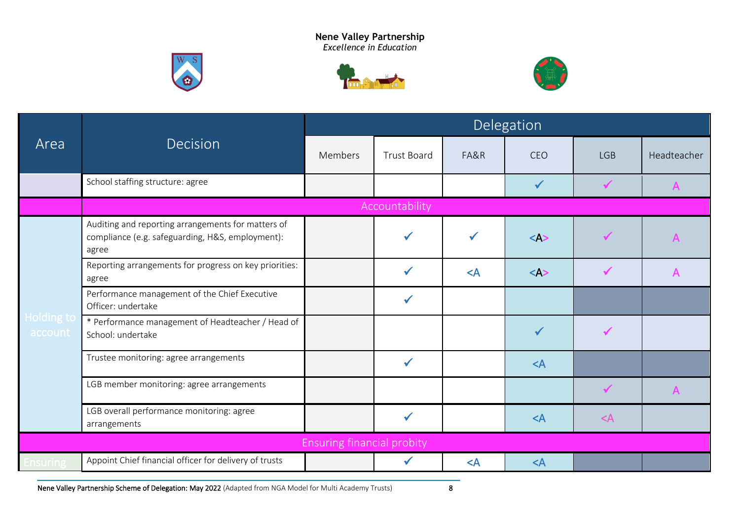**Nene Valley Partnership**
*Excellence in Education*

| Area | Decision | Delegation | | | | | |
|---|---|---|---|---|---|---|---|
| | | Members | Trust Board | FA&R | CEO | LGB | Headteacher |
| | School staffing structure: agree | | | | ✓ | ✓ | A |
| | **Accountability** | | | | | | |
| Holding to account | Auditing and reporting arrangements for matters of compliance (e.g. safeguarding, H&S, employment): agree | | ✓ | ✓ | <A> | ✓ | A |
| | Reporting arrangements for progress on key priorities: agree | | ✓ | <A | <A> | ✓ | A |
| | Performance management of the Chief Executive Officer: undertake | | ✓ | | | | |
| | * Performance management of Headteacher / Head of School: undertake | | | | ✓ | ✓ | |
| | Trustee monitoring: agree arrangements | | ✓ | | <A | | |
| | LGB member monitoring: agree arrangements | | | | | ✓ | A |
| | LGB overall performance monitoring: agree arrangements | | ✓ | | <A | <A | |
| | **Ensuring financial probity** | | | | | | |
| Ensuring | Appoint Chief financial officer for delivery of trusts | | ✓ | <A | <A | | |

Nene Valley Partnership Scheme of Delegation: May 2022 (Adapted from NGA Model for Multi Academy Trusts)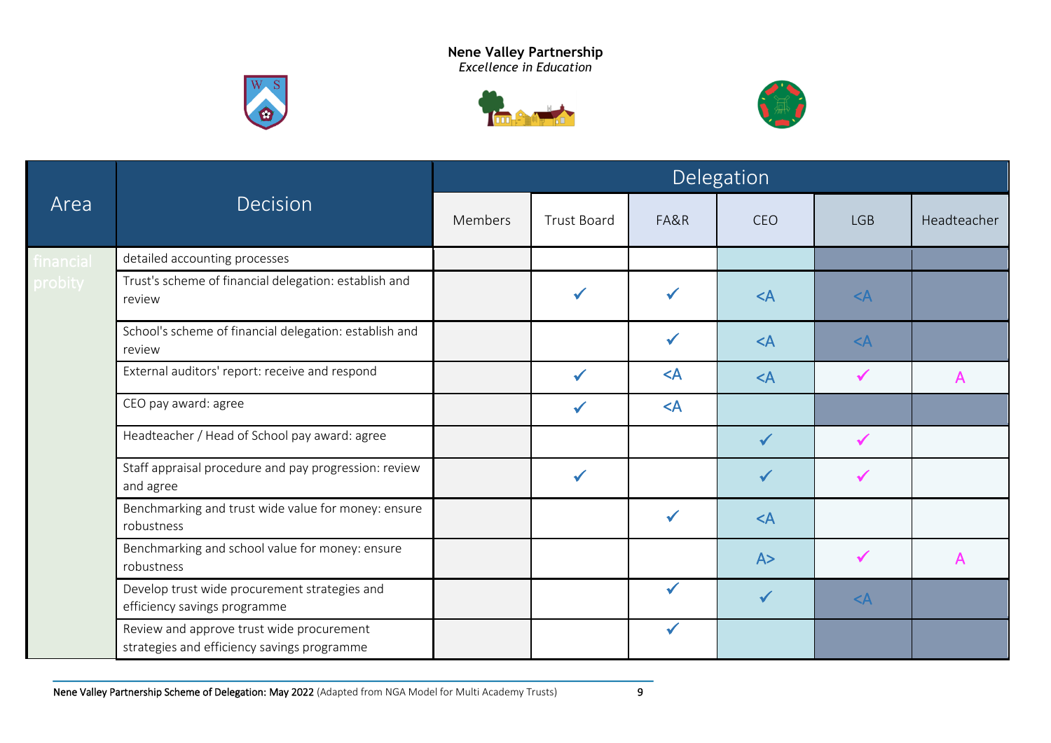**Nene Valley Partnership**
*Excellence in Education*

| Area | Decision | Delegation | | | | | |
|---|---|---|---|---|---|---|---|
| | | Members | Trust Board | FA&R | CEO | LGB | Headteacher |
| financial probity | detailed accounting processes | | | | | | |
| | Trust's scheme of financial delegation: establish and review | | ✓ | ✓ | <A | <A | |
| | School's scheme of financial delegation: establish and review | | | ✓ | <A | <A | |
| | External auditors' report: receive and respond | | ✓ | <A | <A | ✓ | A |
| | CEO pay award: agree | | ✓ | <A | | | |
| | Headteacher / Head of School pay award: agree | | | | ✓ | ✓ | |
| | Staff appraisal procedure and pay progression: review and agree | | ✓ | | ✓ | ✓ | |
| | Benchmarking and trust wide value for money: ensure robustness | | | ✓ | <A | | |
| | Benchmarking and school value for money: ensure robustness | | | | A> | ✓ | A |
| | Develop trust wide procurement strategies and efficiency savings programme | | | ✓ | ✓ | <A | |
| | Review and approve trust wide procurement strategies and efficiency savings programme | | | ✓ | | | |

Nene Valley Partnership Scheme of Delegation: May 2022 (Adapted from NGA Model for Multi Academy Trusts)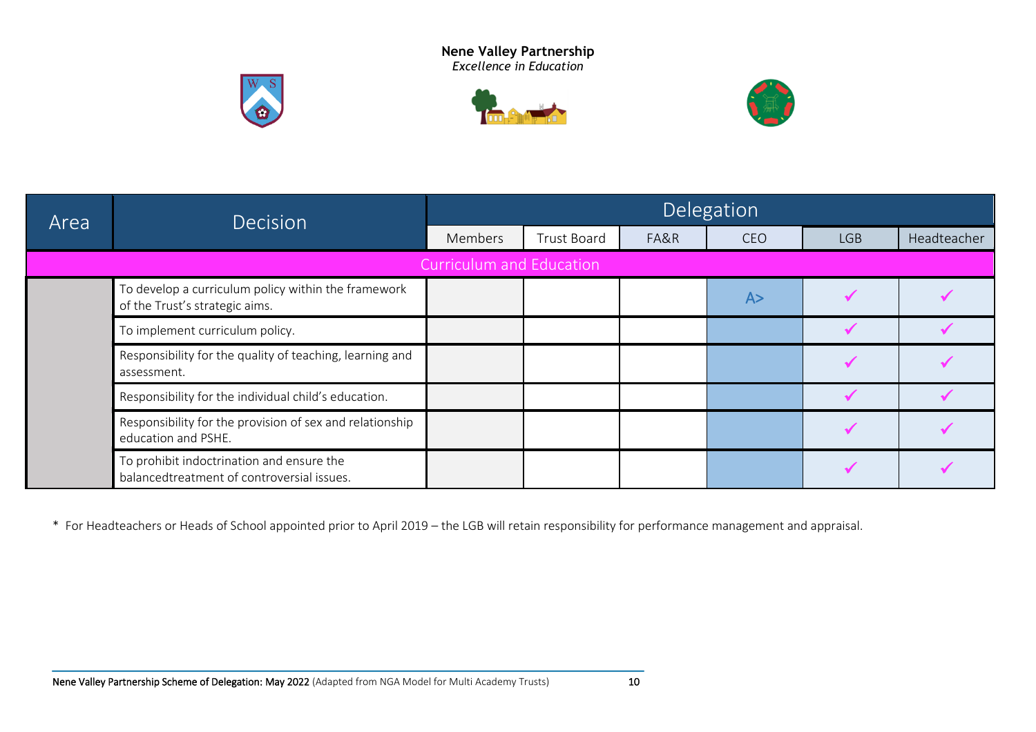**Nene Valley Partnership**
*Excellence in Education*

| Area | Decision | Delegation | | | | | |
|---|---|---|---|---|---|---|---|
| | | Members | Trust Board | FA&R | CEO | LGB | Headteacher |
| **Curriculum and Education** | | | | | | | |
| | To develop a curriculum policy within the framework of the Trust's strategic aims. | | | | A> | ✓ | ✓ |
| | To implement curriculum policy. | | | | | ✓ | ✓ |
| | Responsibility for the quality of teaching, learning and assessment. | | | | | ✓ | ✓ |
| | Responsibility for the individual child's education. | | | | | ✓ | ✓ |
| | Responsibility for the provision of sex and relationship education and PSHE. | | | | | ✓ | ✓ |
| | To prohibit indoctrination and ensure the balancedtreatment of controversial issues. | | | | | ✓ | ✓ |

\* For Headteachers or Heads of School appointed prior to April 2019 – the LGB will retain responsibility for performance management and appraisal.